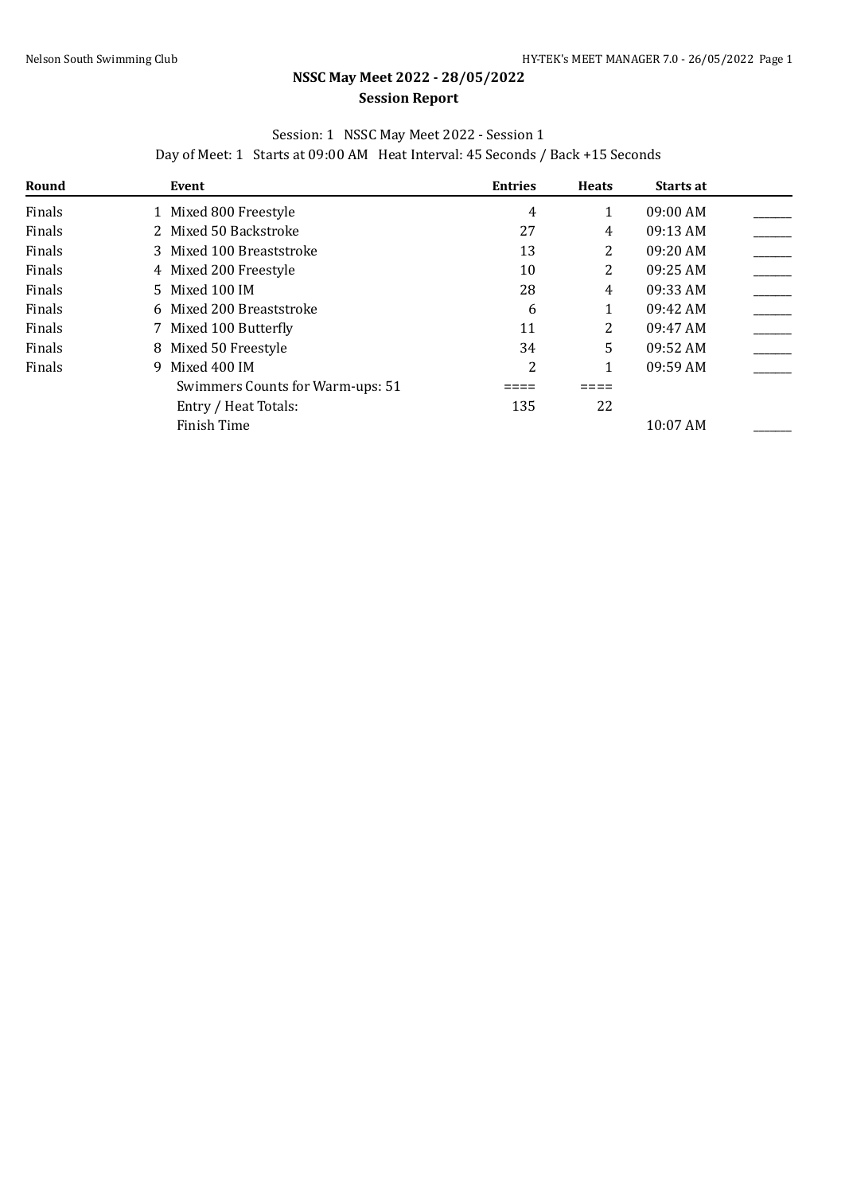# NSSC May Meet 2022 - 28/05/2022

## Session Report

Session: 1 NSSC May Meet 2022 - Session 1

Day of Meet: 1 Starts at 09:00 AM Heat Interval: 45 Seconds / Back +15 Seconds

| Round | Event | Entries | Heats | Starts at | |
|---|---|---|---|---|---|
| Finals | 1 Mixed 800 Freestyle | 4 | 1 | 09:00 AM | ______ |
| Finals | 2 Mixed 50 Backstroke | 27 | 4 | 09:13 AM | ______ |
| Finals | 3 Mixed 100 Breaststroke | 13 | 2 | 09:20 AM | ______ |
| Finals | 4 Mixed 200 Freestyle | 10 | 2 | 09:25 AM | ______ |
| Finals | 5 Mixed 100 IM | 28 | 4 | 09:33 AM | ______ |
| Finals | 6 Mixed 200 Breaststroke | 6 | 1 | 09:42 AM | ______ |
| Finals | 7 Mixed 100 Butterfly | 11 | 2 | 09:47 AM | ______ |
| Finals | 8 Mixed 50 Freestyle | 34 | 5 | 09:52 AM | ______ |
| Finals | 9 Mixed 400 IM | 2 | 1 | 09:59 AM | ______ |
| | Swimmers Counts for Warm-ups: 51 | ==== | ==== | | |
| | Entry / Heat Totals: | 135 | 22 | | |
| | Finish Time | | | 10:07 AM | ______ |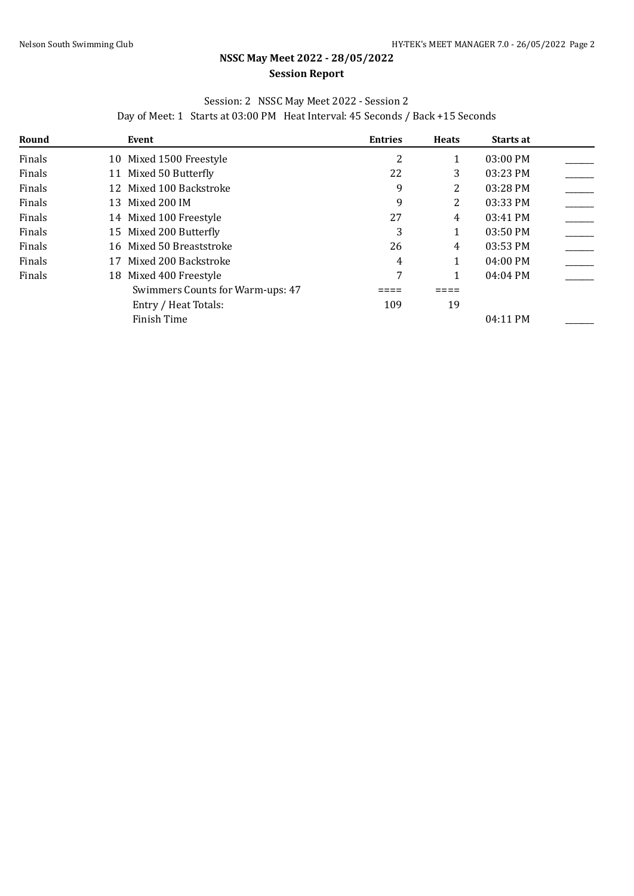## NSSC May Meet 2022 - 28/05/2022

### Session Report

Session: 2 NSSC May Meet 2022 - Session 2

Day of Meet: 1 Starts at 03:00 PM Heat Interval: 45 Seconds / Back +15 Seconds

| Round | Event | Entries | Heats | Starts at | |
|---|---|---|---|---|---|
| Finals | 10 Mixed 1500 Freestyle | 2 | 1 | 03:00 PM | ______ |
| Finals | 11 Mixed 50 Butterfly | 22 | 3 | 03:23 PM | ______ |
| Finals | 12 Mixed 100 Backstroke | 9 | 2 | 03:28 PM | ______ |
| Finals | 13 Mixed 200 IM | 9 | 2 | 03:33 PM | ______ |
| Finals | 14 Mixed 100 Freestyle | 27 | 4 | 03:41 PM | ______ |
| Finals | 15 Mixed 200 Butterfly | 3 | 1 | 03:50 PM | ______ |
| Finals | 16 Mixed 50 Breaststroke | 26 | 4 | 03:53 PM | ______ |
| Finals | 17 Mixed 200 Backstroke | 4 | 1 | 04:00 PM | ______ |
| Finals | 18 Mixed 400 Freestyle | 7 | 1 | 04:04 PM | ______ |
| | Swimmers Counts for Warm-ups: 47 | ==== | ==== | | |
| | Entry / Heat Totals: | 109 | 19 | | |
| | Finish Time | | | 04:11 PM | ______ |